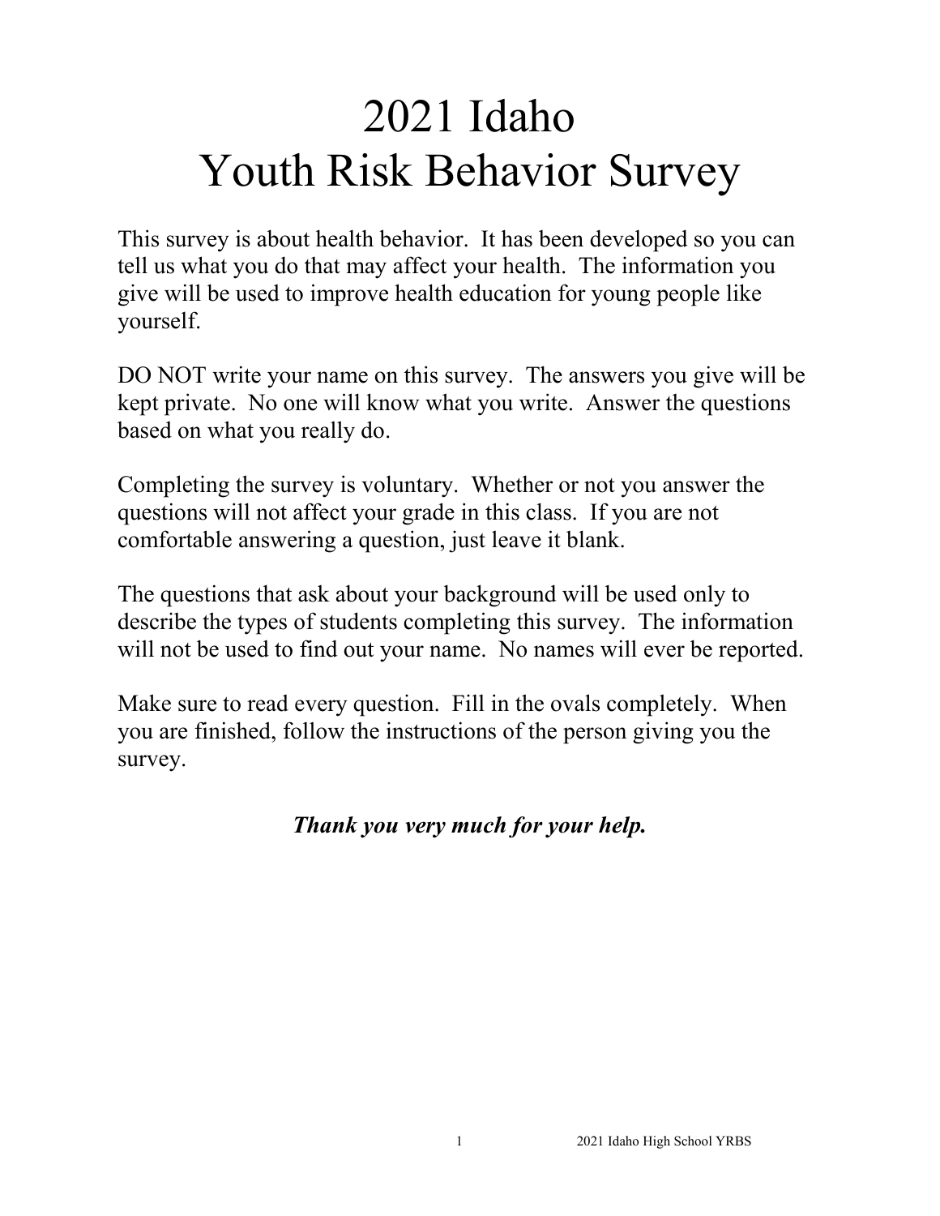# 2021 Idaho Youth Risk Behavior Survey

This survey is about health behavior. It has been developed so you can tell us what you do that may affect your health. The information you give will be used to improve health education for young people like yourself.

DO NOT write your name on this survey. The answers you give will be kept private. No one will know what you write. Answer the questions based on what you really do.

Completing the survey is voluntary. Whether or not you answer the questions will not affect your grade in this class. If you are not comfortable answering a question, just leave it blank.

The questions that ask about your background will be used only to describe the types of students completing this survey. The information will not be used to find out your name. No names will ever be reported.

Make sure to read every question. Fill in the ovals completely. When you are finished, follow the instructions of the person giving you the survey.

***Thank you very much for your help.***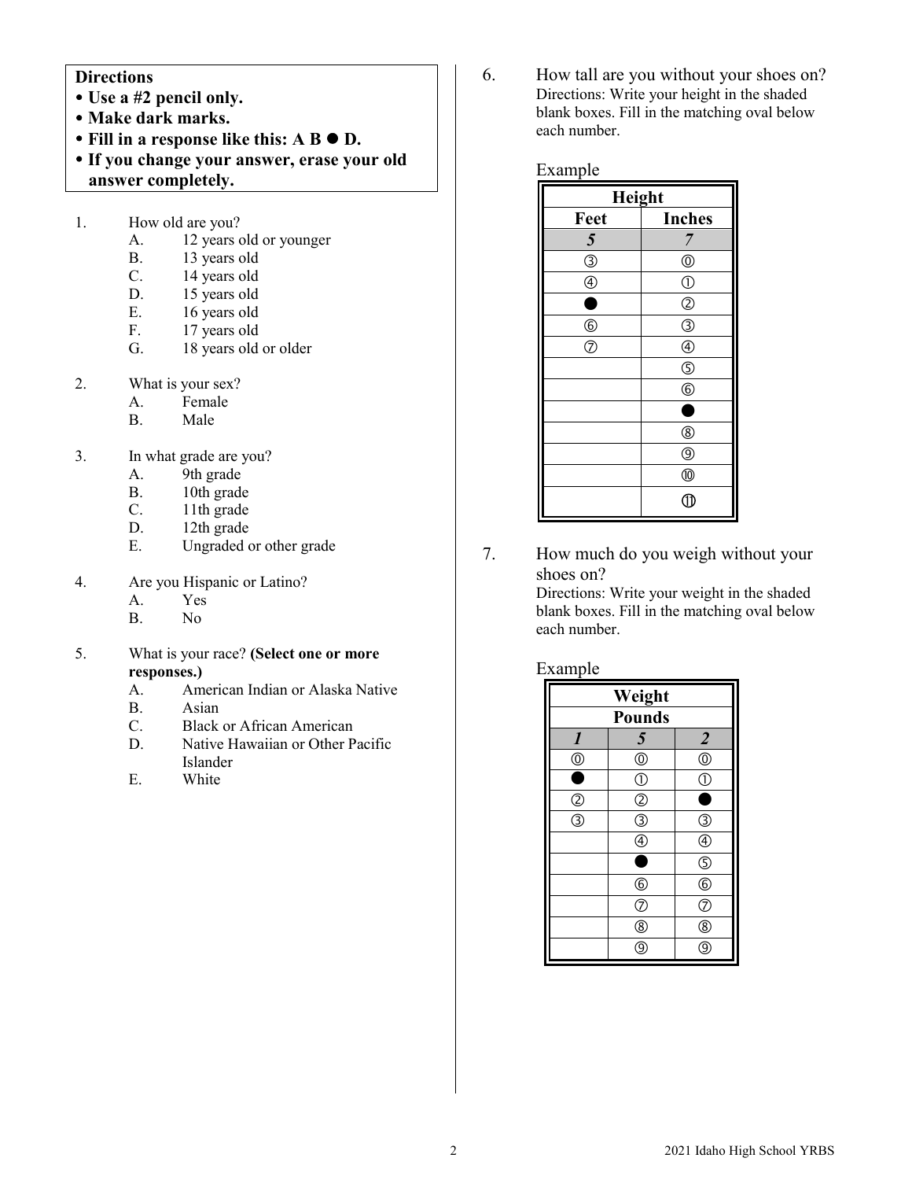**Directions**

- **Use a #2 pencil only.**
- **Make dark marks.**
- **Fill in a response like this: A B ● D.**
- **If you change your answer, erase your old answer completely.**

1. How old are you?
   A. 12 years old or younger
   B. 13 years old
   C. 14 years old
   D. 15 years old
   E. 16 years old
   F. 17 years old
   G. 18 years old or older

2. What is your sex?
   A. Female
   B. Male

3. In what grade are you?
   A. 9th grade
   B. 10th grade
   C. 11th grade
   D. 12th grade
   E. Ungraded or other grade

4. Are you Hispanic or Latino?
   A. Yes
   B. No

5. What is your race? **(Select one or more responses.)**
   A. American Indian or Alaska Native
   B. Asian
   C. Black or African American
   D. Native Hawaiian or Other Pacific Islander
   E. White

6. How tall are you without your shoes on?
   Directions: Write your height in the shaded blank boxes. Fill in the matching oval below each number.

Example

| Height | |
|---|---|
| Feet | Inches |
| *5* | *7* |
| ③ | ⓪ |
| ④ | ① |
| ● | ② |
| ⑥ | ③ |
| ⑦ | ④ |
| | ⑤ |
| | ⑥ |
| | ● |
| | ⑧ |
| | ⑨ |
| | ⑩ |
| | ⑪ |

7. How much do you weigh without your shoes on?
   Directions: Write your weight in the shaded blank boxes. Fill in the matching oval below each number.

Example

| Weight | | |
|---|---|---|
| Pounds | | |
| *1* | *5* | *2* |
| ⓪ | ⓪ | ⓪ |
| ● | ① | ① |
| ② | ② | ● |
| ③ | ③ | ③ |
| | ④ | ④ |
| | ● | ⑤ |
| | ⑥ | ⑥ |
| | ⑦ | ⑦ |
| | ⑧ | ⑧ |
| | ⑨ | ⑨ |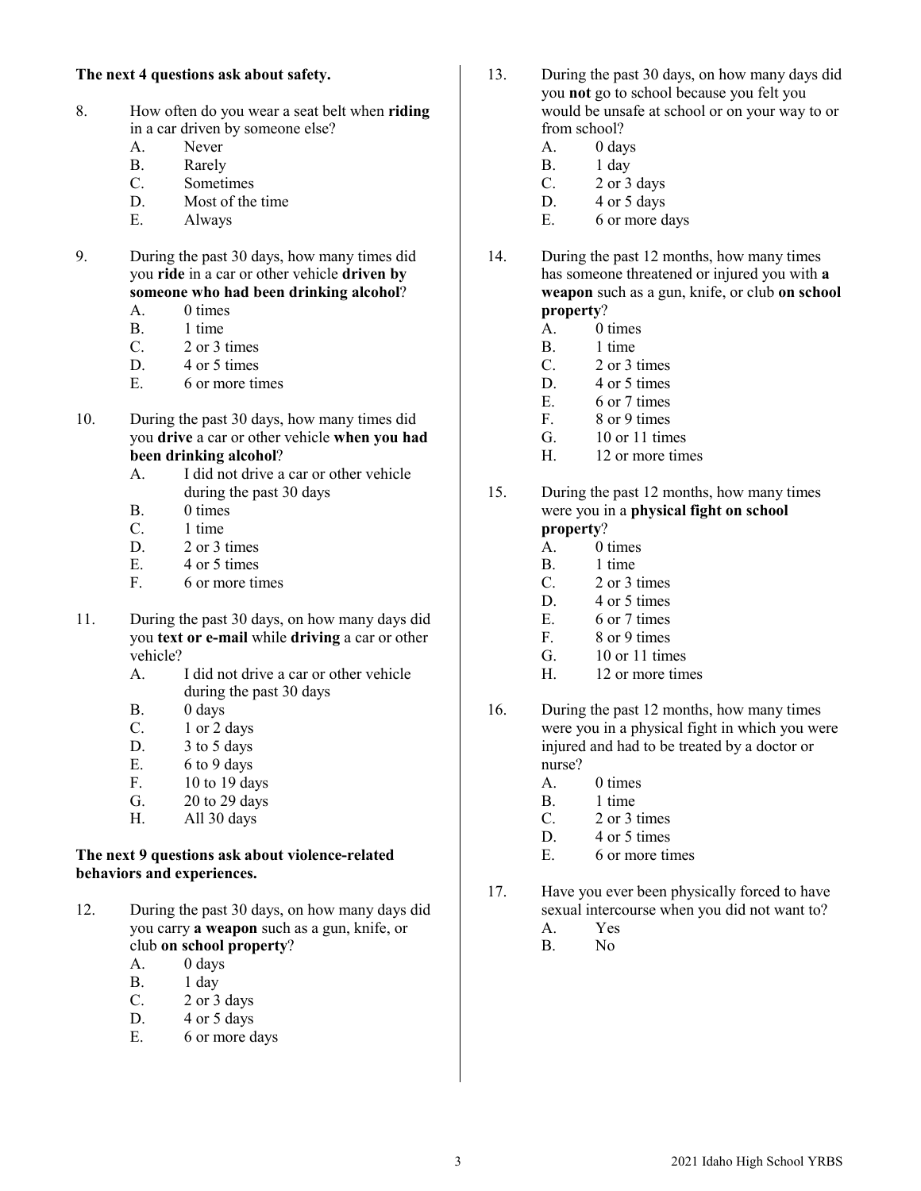**The next 4 questions ask about safety.**

8. How often do you wear a seat belt when **riding** in a car driven by someone else?
   - A. Never
   - B. Rarely
   - C. Sometimes
   - D. Most of the time
   - E. Always

9. During the past 30 days, how many times did you **ride** in a car or other vehicle **driven by someone who had been drinking alcohol**?
   - A. 0 times
   - B. 1 time
   - C. 2 or 3 times
   - D. 4 or 5 times
   - E. 6 or more times

10. During the past 30 days, how many times did you **drive** a car or other vehicle **when you had been drinking alcohol**?
    - A. I did not drive a car or other vehicle during the past 30 days
    - B. 0 times
    - C. 1 time
    - D. 2 or 3 times
    - E. 4 or 5 times
    - F. 6 or more times

11. During the past 30 days, on how many days did you **text or e-mail** while **driving** a car or other vehicle?
    - A. I did not drive a car or other vehicle during the past 30 days
    - B. 0 days
    - C. 1 or 2 days
    - D. 3 to 5 days
    - E. 6 to 9 days
    - F. 10 to 19 days
    - G. 20 to 29 days
    - H. All 30 days

**The next 9 questions ask about violence-related behaviors and experiences.**

12. During the past 30 days, on how many days did you carry **a weapon** such as a gun, knife, or club **on school property**?
    - A. 0 days
    - B. 1 day
    - C. 2 or 3 days
    - D. 4 or 5 days
    - E. 6 or more days

13. During the past 30 days, on how many days did you **not** go to school because you felt you would be unsafe at school or on your way to or from school?
    - A. 0 days
    - B. 1 day
    - C. 2 or 3 days
    - D. 4 or 5 days
    - E. 6 or more days

14. During the past 12 months, how many times has someone threatened or injured you with **a weapon** such as a gun, knife, or club **on school property**?
    - A. 0 times
    - B. 1 time
    - C. 2 or 3 times
    - D. 4 or 5 times
    - E. 6 or 7 times
    - F. 8 or 9 times
    - G. 10 or 11 times
    - H. 12 or more times

15. During the past 12 months, how many times were you in a **physical fight on school property**?
    - A. 0 times
    - B. 1 time
    - C. 2 or 3 times
    - D. 4 or 5 times
    - E. 6 or 7 times
    - F. 8 or 9 times
    - G. 10 or 11 times
    - H. 12 or more times

16. During the past 12 months, how many times were you in a physical fight in which you were injured and had to be treated by a doctor or nurse?
    - A. 0 times
    - B. 1 time
    - C. 2 or 3 times
    - D. 4 or 5 times
    - E. 6 or more times

17. Have you ever been physically forced to have sexual intercourse when you did not want to?
    - A. Yes
    - B. No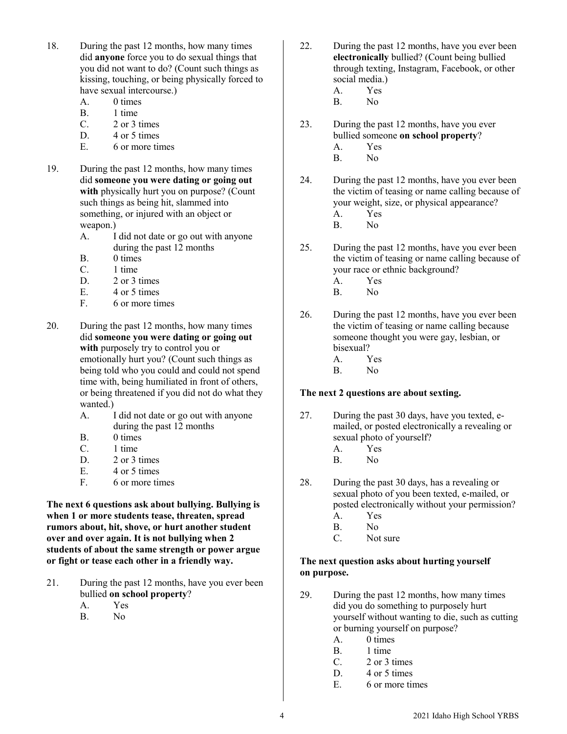18. During the past 12 months, how many times did **anyone** force you to do sexual things that you did not want to do? (Count such things as kissing, touching, or being physically forced to have sexual intercourse.)
    - A. 0 times
    - B. 1 time
    - C. 2 or 3 times
    - D. 4 or 5 times
    - E. 6 or more times

19. During the past 12 months, how many times did **someone you were dating or going out with** physically hurt you on purpose? (Count such things as being hit, slammed into something, or injured with an object or weapon.)
    - A. I did not date or go out with anyone during the past 12 months
    - B. 0 times
    - C. 1 time
    - D. 2 or 3 times
    - E. 4 or 5 times
    - F. 6 or more times

20. During the past 12 months, how many times did **someone you were dating or going out with** purposely try to control you or emotionally hurt you? (Count such things as being told who you could and could not spend time with, being humiliated in front of others, or being threatened if you did not do what they wanted.)
    - A. I did not date or go out with anyone during the past 12 months
    - B. 0 times
    - C. 1 time
    - D. 2 or 3 times
    - E. 4 or 5 times
    - F. 6 or more times

**The next 6 questions ask about bullying. Bullying is when 1 or more students tease, threaten, spread rumors about, hit, shove, or hurt another student over and over again. It is not bullying when 2 students of about the same strength or power argue or fight or tease each other in a friendly way.**

21. During the past 12 months, have you ever been bullied **on school property**?
    - A. Yes
    - B. No

22. During the past 12 months, have you ever been **electronically** bullied? (Count being bullied through texting, Instagram, Facebook, or other social media.)
    - A. Yes
    - B. No

23. During the past 12 months, have you ever bullied someone **on school property**?
    - A. Yes
    - B. No

24. During the past 12 months, have you ever been the victim of teasing or name calling because of your weight, size, or physical appearance?
    - A. Yes
    - B. No

25. During the past 12 months, have you ever been the victim of teasing or name calling because of your race or ethnic background?
    - A. Yes
    - B. No

26. During the past 12 months, have you ever been the victim of teasing or name calling because someone thought you were gay, lesbian, or bisexual?
    - A. Yes
    - B. No

**The next 2 questions are about sexting.**

27. During the past 30 days, have you texted, e-mailed, or posted electronically a revealing or sexual photo of yourself?
    - A. Yes
    - B. No

28. During the past 30 days, has a revealing or sexual photo of you been texted, e-mailed, or posted electronically without your permission?
    - A. Yes
    - B. No
    - C. Not sure

**The next question asks about hurting yourself on purpose.**

29. During the past 12 months, how many times did you do something to purposely hurt yourself without wanting to die, such as cutting or burning yourself on purpose?
    - A. 0 times
    - B. 1 time
    - C. 2 or 3 times
    - D. 4 or 5 times
    - E. 6 or more times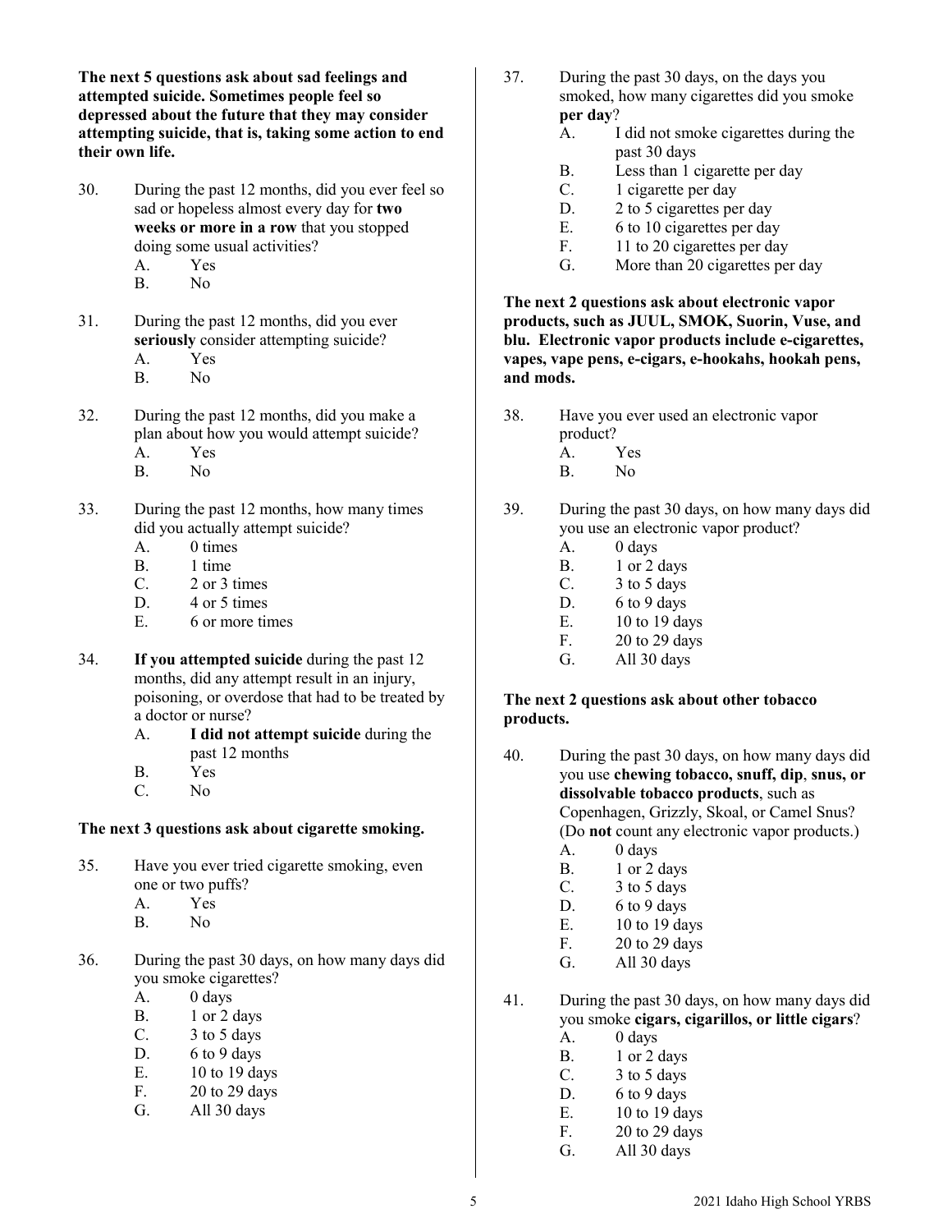**The next 5 questions ask about sad feelings and attempted suicide. Sometimes people feel so depressed about the future that they may consider attempting suicide, that is, taking some action to end their own life.**

30. During the past 12 months, did you ever feel so sad or hopeless almost every day for **two weeks or more in a row** that you stopped doing some usual activities?
    - A. Yes
    - B. No

31. During the past 12 months, did you ever **seriously** consider attempting suicide?
    - A. Yes
    - B. No

32. During the past 12 months, did you make a plan about how you would attempt suicide?
    - A. Yes
    - B. No

33. During the past 12 months, how many times did you actually attempt suicide?
    - A. 0 times
    - B. 1 time
    - C. 2 or 3 times
    - D. 4 or 5 times
    - E. 6 or more times

34. **If you attempted suicide** during the past 12 months, did any attempt result in an injury, poisoning, or overdose that had to be treated by a doctor or nurse?
    - A. **I did not attempt suicide** during the past 12 months
    - B. Yes
    - C. No

**The next 3 questions ask about cigarette smoking.**

35. Have you ever tried cigarette smoking, even one or two puffs?
    - A. Yes
    - B. No

36. During the past 30 days, on how many days did you smoke cigarettes?
    - A. 0 days
    - B. 1 or 2 days
    - C. 3 to 5 days
    - D. 6 to 9 days
    - E. 10 to 19 days
    - F. 20 to 29 days
    - G. All 30 days

37. During the past 30 days, on the days you smoked, how many cigarettes did you smoke **per day**?
    - A. I did not smoke cigarettes during the past 30 days
    - B. Less than 1 cigarette per day
    - C. 1 cigarette per day
    - D. 2 to 5 cigarettes per day
    - E. 6 to 10 cigarettes per day
    - F. 11 to 20 cigarettes per day
    - G. More than 20 cigarettes per day

**The next 2 questions ask about electronic vapor products, such as JUUL, SMOK, Suorin, Vuse, and blu. Electronic vapor products include e-cigarettes, vapes, vape pens, e-cigars, e-hookahs, hookah pens, and mods.**

38. Have you ever used an electronic vapor product?
    - A. Yes
    - B. No

39. During the past 30 days, on how many days did you use an electronic vapor product?
    - A. 0 days
    - B. 1 or 2 days
    - C. 3 to 5 days
    - D. 6 to 9 days
    - E. 10 to 19 days
    - F. 20 to 29 days
    - G. All 30 days

**The next 2 questions ask about other tobacco products.**

40. During the past 30 days, on how many days did you use **chewing tobacco, snuff, dip**, **snus, or dissolvable tobacco products**, such as Copenhagen, Grizzly, Skoal, or Camel Snus? (Do **not** count any electronic vapor products.)
    - A. 0 days
    - B. 1 or 2 days
    - C. 3 to 5 days
    - D. 6 to 9 days
    - E. 10 to 19 days
    - F. 20 to 29 days
    - G. All 30 days

41. During the past 30 days, on how many days did you smoke **cigars, cigarillos, or little cigars**?
    - A. 0 days
    - B. 1 or 2 days
    - C. 3 to 5 days
    - D. 6 to 9 days
    - E. 10 to 19 days
    - F. 20 to 29 days
    - G. All 30 days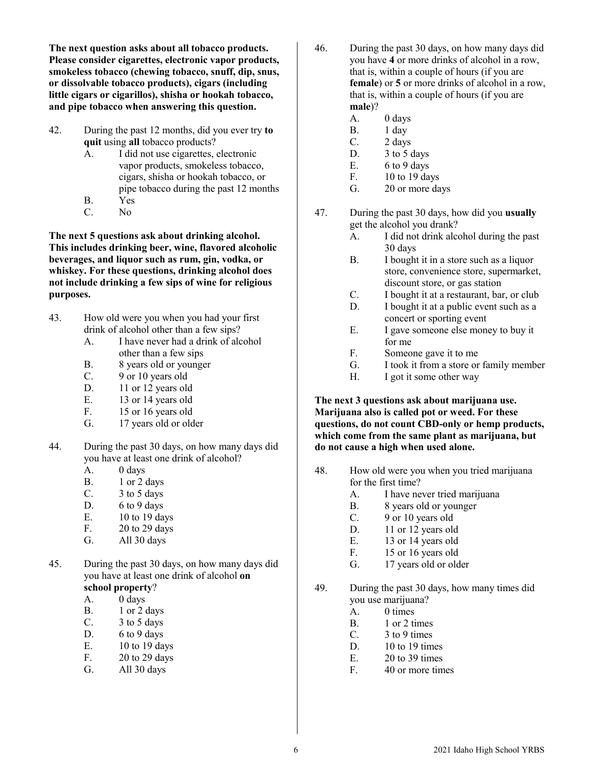**The next question asks about all tobacco products. Please consider cigarettes, electronic vapor products, smokeless tobacco (chewing tobacco, snuff, dip, snus, or dissolvable tobacco products), cigars (including little cigars or cigarillos), shisha or hookah tobacco, and pipe tobacco when answering this question.**

42. During the past 12 months, did you ever try **to quit** using **all** tobacco products?
    - A. I did not use cigarettes, electronic vapor products, smokeless tobacco, cigars, shisha or hookah tobacco, or pipe tobacco during the past 12 months
    - B. Yes
    - C. No

**The next 5 questions ask about drinking alcohol. This includes drinking beer, wine, flavored alcoholic beverages, and liquor such as rum, gin, vodka, or whiskey. For these questions, drinking alcohol does not include drinking a few sips of wine for religious purposes.**

43. How old were you when you had your first drink of alcohol other than a few sips?
    - A. I have never had a drink of alcohol other than a few sips
    - B. 8 years old or younger
    - C. 9 or 10 years old
    - D. 11 or 12 years old
    - E. 13 or 14 years old
    - F. 15 or 16 years old
    - G. 17 years old or older

44. During the past 30 days, on how many days did you have at least one drink of alcohol?
    - A. 0 days
    - B. 1 or 2 days
    - C. 3 to 5 days
    - D. 6 to 9 days
    - E. 10 to 19 days
    - F. 20 to 29 days
    - G. All 30 days

45. During the past 30 days, on how many days did you have at least one drink of alcohol **on school property**?
    - A. 0 days
    - B. 1 or 2 days
    - C. 3 to 5 days
    - D. 6 to 9 days
    - E. 10 to 19 days
    - F. 20 to 29 days
    - G. All 30 days

46. During the past 30 days, on how many days did you have **4** or more drinks of alcohol in a row, that is, within a couple of hours (if you are **female**) or **5** or more drinks of alcohol in a row, that is, within a couple of hours (if you are **male**)?
    - A. 0 days
    - B. 1 day
    - C. 2 days
    - D. 3 to 5 days
    - E. 6 to 9 days
    - F. 10 to 19 days
    - G. 20 or more days

47. During the past 30 days, how did you **usually** get the alcohol you drank?
    - A. I did not drink alcohol during the past 30 days
    - B. I bought it in a store such as a liquor store, convenience store, supermarket, discount store, or gas station
    - C. I bought it at a restaurant, bar, or club
    - D. I bought it at a public event such as a concert or sporting event
    - E. I gave someone else money to buy it for me
    - F. Someone gave it to me
    - G. I took it from a store or family member
    - H. I got it some other way

**The next 3 questions ask about marijuana use. Marijuana also is called pot or weed. For these questions, do not count CBD-only or hemp products, which come from the same plant as marijuana, but do not cause a high when used alone.**

48. How old were you when you tried marijuana for the first time?
    - A. I have never tried marijuana
    - B. 8 years old or younger
    - C. 9 or 10 years old
    - D. 11 or 12 years old
    - E. 13 or 14 years old
    - F. 15 or 16 years old
    - G. 17 years old or older

49. During the past 30 days, how many times did you use marijuana?
    - A. 0 times
    - B. 1 or 2 times
    - C. 3 to 9 times
    - D. 10 to 19 times
    - E. 20 to 39 times
    - F. 40 or more times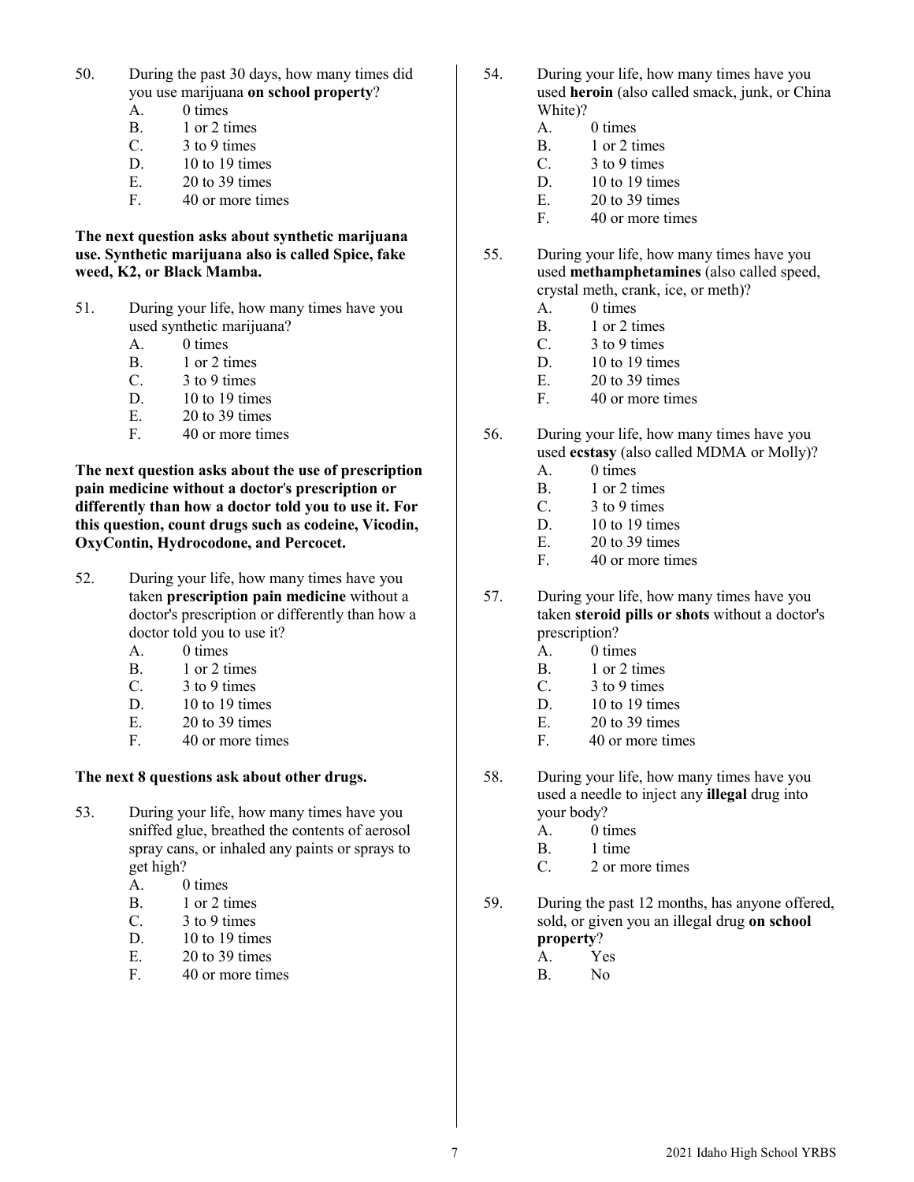50. During the past 30 days, how many times did you use marijuana **on school property**?
    - A. 0 times
    - B. 1 or 2 times
    - C. 3 to 9 times
    - D. 10 to 19 times
    - E. 20 to 39 times
    - F. 40 or more times

**The next question asks about synthetic marijuana use. Synthetic marijuana also is called Spice, fake weed, K2, or Black Mamba.**

51. During your life, how many times have you used synthetic marijuana?
    - A. 0 times
    - B. 1 or 2 times
    - C. 3 to 9 times
    - D. 10 to 19 times
    - E. 20 to 39 times
    - F. 40 or more times

**The next question asks about the use of prescription pain medicine without a doctor's prescription or differently than how a doctor told you to use it. For this question, count drugs such as codeine, Vicodin, OxyContin, Hydrocodone, and Percocet.**

52. During your life, how many times have you taken **prescription pain medicine** without a doctor's prescription or differently than how a doctor told you to use it?
    - A. 0 times
    - B. 1 or 2 times
    - C. 3 to 9 times
    - D. 10 to 19 times
    - E. 20 to 39 times
    - F. 40 or more times

**The next 8 questions ask about other drugs.**

53. During your life, how many times have you sniffed glue, breathed the contents of aerosol spray cans, or inhaled any paints or sprays to get high?
    - A. 0 times
    - B. 1 or 2 times
    - C. 3 to 9 times
    - D. 10 to 19 times
    - E. 20 to 39 times
    - F. 40 or more times

54. During your life, how many times have you used **heroin** (also called smack, junk, or China White)?
    - A. 0 times
    - B. 1 or 2 times
    - C. 3 to 9 times
    - D. 10 to 19 times
    - E. 20 to 39 times
    - F. 40 or more times

55. During your life, how many times have you used **methamphetamines** (also called speed, crystal meth, crank, ice, or meth)?
    - A. 0 times
    - B. 1 or 2 times
    - C. 3 to 9 times
    - D. 10 to 19 times
    - E. 20 to 39 times
    - F. 40 or more times

56. During your life, how many times have you used **ecstasy** (also called MDMA or Molly)?
    - A. 0 times
    - B. 1 or 2 times
    - C. 3 to 9 times
    - D. 10 to 19 times
    - E. 20 to 39 times
    - F. 40 or more times

57. During your life, how many times have you taken **steroid pills or shots** without a doctor's prescription?
    - A. 0 times
    - B. 1 or 2 times
    - C. 3 to 9 times
    - D. 10 to 19 times
    - E. 20 to 39 times
    - F. 40 or more times

58. During your life, how many times have you used a needle to inject any **illegal** drug into your body?
    - A. 0 times
    - B. 1 time
    - C. 2 or more times

59. During the past 12 months, has anyone offered, sold, or given you an illegal drug **on school property**?
    - A. Yes
    - B. No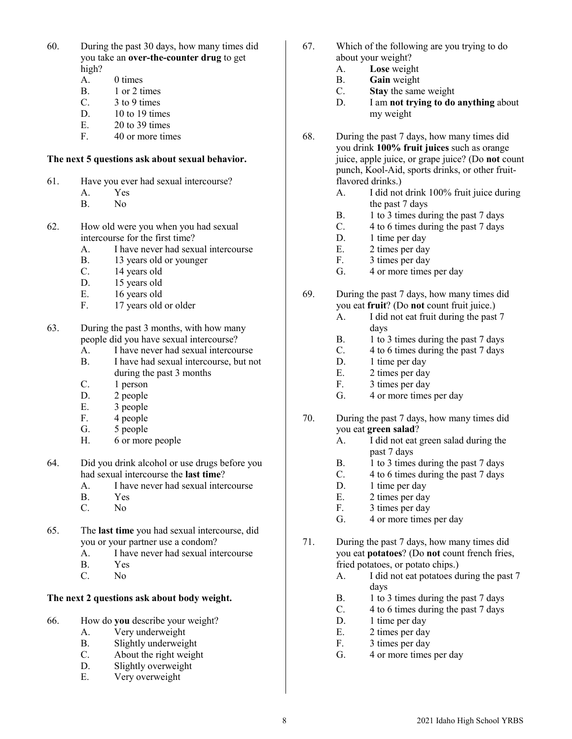60. During the past 30 days, how many times did you take an **over-the-counter drug** to get high?
    A. 0 times
    B. 1 or 2 times
    C. 3 to 9 times
    D. 10 to 19 times
    E. 20 to 39 times
    F. 40 or more times

**The next 5 questions ask about sexual behavior.**

61. Have you ever had sexual intercourse?
    A. Yes
    B. No

62. How old were you when you had sexual intercourse for the first time?
    A. I have never had sexual intercourse
    B. 13 years old or younger
    C. 14 years old
    D. 15 years old
    E. 16 years old
    F. 17 years old or older

63. During the past 3 months, with how many people did you have sexual intercourse?
    A. I have never had sexual intercourse
    B. I have had sexual intercourse, but not during the past 3 months
    C. 1 person
    D. 2 people
    E. 3 people
    F. 4 people
    G. 5 people
    H. 6 or more people

64. Did you drink alcohol or use drugs before you had sexual intercourse the **last time**?
    A. I have never had sexual intercourse
    B. Yes
    C. No

65. The **last time** you had sexual intercourse, did you or your partner use a condom?
    A. I have never had sexual intercourse
    B. Yes
    C. No

**The next 2 questions ask about body weight.**

66. How do **you** describe your weight?
    A. Very underweight
    B. Slightly underweight
    C. About the right weight
    D. Slightly overweight
    E. Very overweight

67. Which of the following are you trying to do about your weight?
    A. **Lose** weight
    B. **Gain** weight
    C. **Stay** the same weight
    D. I am **not trying to do anything** about my weight

68. During the past 7 days, how many times did you drink **100% fruit juices** such as orange juice, apple juice, or grape juice? (Do **not** count punch, Kool-Aid, sports drinks, or other fruit-flavored drinks.)
    A. I did not drink 100% fruit juice during the past 7 days
    B. 1 to 3 times during the past 7 days
    C. 4 to 6 times during the past 7 days
    D. 1 time per day
    E. 2 times per day
    F. 3 times per day
    G. 4 or more times per day

69. During the past 7 days, how many times did you eat **fruit**? (Do **not** count fruit juice.)
    A. I did not eat fruit during the past 7 days
    B. 1 to 3 times during the past 7 days
    C. 4 to 6 times during the past 7 days
    D. 1 time per day
    E. 2 times per day
    F. 3 times per day
    G. 4 or more times per day

70. During the past 7 days, how many times did you eat **green salad**?
    A. I did not eat green salad during the past 7 days
    B. 1 to 3 times during the past 7 days
    C. 4 to 6 times during the past 7 days
    D. 1 time per day
    E. 2 times per day
    F. 3 times per day
    G. 4 or more times per day

71. During the past 7 days, how many times did you eat **potatoes**? (Do **not** count french fries, fried potatoes, or potato chips.)
    A. I did not eat potatoes during the past 7 days
    B. 1 to 3 times during the past 7 days
    C. 4 to 6 times during the past 7 days
    D. 1 time per day
    E. 2 times per day
    F. 3 times per day
    G. 4 or more times per day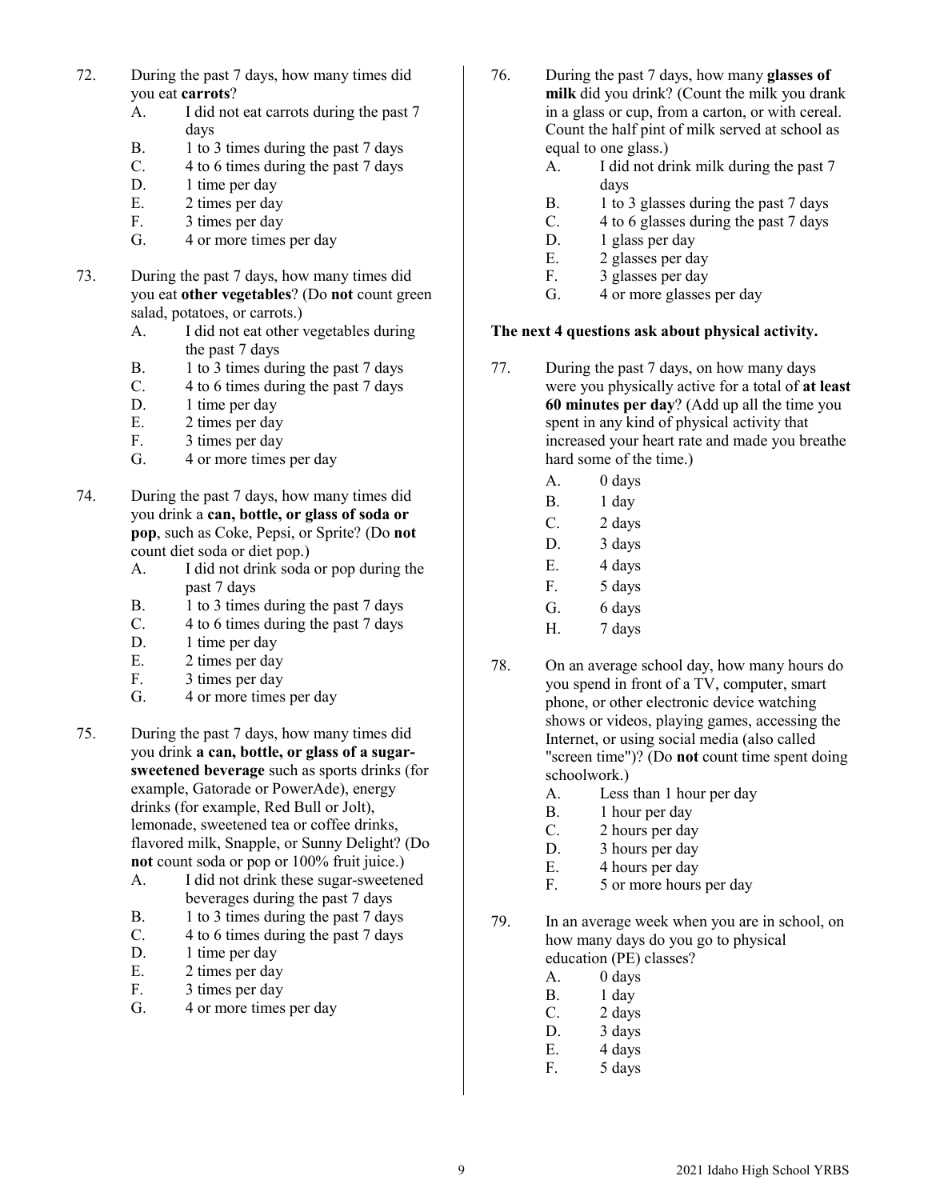72. During the past 7 days, how many times did you eat **carrots**?
    - A. I did not eat carrots during the past 7 days
    - B. 1 to 3 times during the past 7 days
    - C. 4 to 6 times during the past 7 days
    - D. 1 time per day
    - E. 2 times per day
    - F. 3 times per day
    - G. 4 or more times per day

73. During the past 7 days, how many times did you eat **other vegetables**? (Do **not** count green salad, potatoes, or carrots.)
    - A. I did not eat other vegetables during the past 7 days
    - B. 1 to 3 times during the past 7 days
    - C. 4 to 6 times during the past 7 days
    - D. 1 time per day
    - E. 2 times per day
    - F. 3 times per day
    - G. 4 or more times per day

74. During the past 7 days, how many times did you drink a **can, bottle, or glass of soda or pop**, such as Coke, Pepsi, or Sprite? (Do **not** count diet soda or diet pop.)
    - A. I did not drink soda or pop during the past 7 days
    - B. 1 to 3 times during the past 7 days
    - C. 4 to 6 times during the past 7 days
    - D. 1 time per day
    - E. 2 times per day
    - F. 3 times per day
    - G. 4 or more times per day

75. During the past 7 days, how many times did you drink **a can, bottle, or glass of a sugar-sweetened beverage** such as sports drinks (for example, Gatorade or PowerAde), energy drinks (for example, Red Bull or Jolt), lemonade, sweetened tea or coffee drinks, flavored milk, Snapple, or Sunny Delight? (Do **not** count soda or pop or 100% fruit juice.)
    - A. I did not drink these sugar-sweetened beverages during the past 7 days
    - B. 1 to 3 times during the past 7 days
    - C. 4 to 6 times during the past 7 days
    - D. 1 time per day
    - E. 2 times per day
    - F. 3 times per day
    - G. 4 or more times per day

76. During the past 7 days, how many **glasses of milk** did you drink? (Count the milk you drank in a glass or cup, from a carton, or with cereal. Count the half pint of milk served at school as equal to one glass.)
    - A. I did not drink milk during the past 7 days
    - B. 1 to 3 glasses during the past 7 days
    - C. 4 to 6 glasses during the past 7 days
    - D. 1 glass per day
    - E. 2 glasses per day
    - F. 3 glasses per day
    - G. 4 or more glasses per day

**The next 4 questions ask about physical activity.**

77. During the past 7 days, on how many days were you physically active for a total of **at least 60 minutes per day**? (Add up all the time you spent in any kind of physical activity that increased your heart rate and made you breathe hard some of the time.)
    - A. 0 days
    - B. 1 day
    - C. 2 days
    - D. 3 days
    - E. 4 days
    - F. 5 days
    - G. 6 days
    - H. 7 days

78. On an average school day, how many hours do you spend in front of a TV, computer, smart phone, or other electronic device watching shows or videos, playing games, accessing the Internet, or using social media (also called "screen time")? (Do **not** count time spent doing schoolwork.)
    - A. Less than 1 hour per day
    - B. 1 hour per day
    - C. 2 hours per day
    - D. 3 hours per day
    - E. 4 hours per day
    - F. 5 or more hours per day

79. In an average week when you are in school, on how many days do you go to physical education (PE) classes?
    - A. 0 days
    - B. 1 day
    - C. 2 days
    - D. 3 days
    - E. 4 days
    - F. 5 days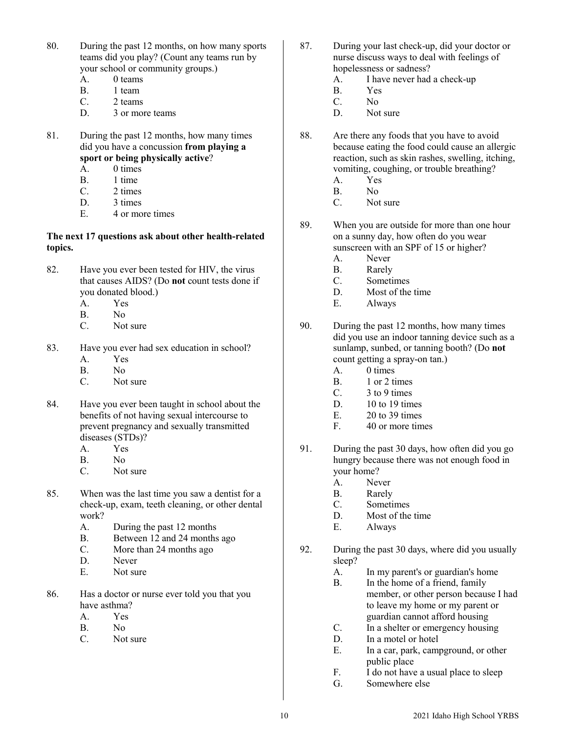80. During the past 12 months, on how many sports teams did you play? (Count any teams run by your school or community groups.)
    A. 0 teams
    B. 1 team
    C. 2 teams
    D. 3 or more teams

81. During the past 12 months, how many times did you have a concussion **from playing a sport or being physically active**?
    A. 0 times
    B. 1 time
    C. 2 times
    D. 3 times
    E. 4 or more times

**The next 17 questions ask about other health-related topics.**

82. Have you ever been tested for HIV, the virus that causes AIDS? (Do **not** count tests done if you donated blood.)
    A. Yes
    B. No
    C. Not sure

83. Have you ever had sex education in school?
    A. Yes
    B. No
    C. Not sure

84. Have you ever been taught in school about the benefits of not having sexual intercourse to prevent pregnancy and sexually transmitted diseases (STDs)?
    A. Yes
    B. No
    C. Not sure

85. When was the last time you saw a dentist for a check-up, exam, teeth cleaning, or other dental work?
    A. During the past 12 months
    B. Between 12 and 24 months ago
    C. More than 24 months ago
    D. Never
    E. Not sure

86. Has a doctor or nurse ever told you that you have asthma?
    A. Yes
    B. No
    C. Not sure

87. During your last check-up, did your doctor or nurse discuss ways to deal with feelings of hopelessness or sadness?
    A. I have never had a check-up
    B. Yes
    C. No
    D. Not sure

88. Are there any foods that you have to avoid because eating the food could cause an allergic reaction, such as skin rashes, swelling, itching, vomiting, coughing, or trouble breathing?
    A. Yes
    B. No
    C. Not sure

89. When you are outside for more than one hour on a sunny day, how often do you wear sunscreen with an SPF of 15 or higher?
    A. Never
    B. Rarely
    C. Sometimes
    D. Most of the time
    E. Always

90. During the past 12 months, how many times did you use an indoor tanning device such as a sunlamp, sunbed, or tanning booth? (Do **not** count getting a spray-on tan.)
    A. 0 times
    B. 1 or 2 times
    C. 3 to 9 times
    D. 10 to 19 times
    E. 20 to 39 times
    F. 40 or more times

91. During the past 30 days, how often did you go hungry because there was not enough food in your home?
    A. Never
    B. Rarely
    C. Sometimes
    D. Most of the time
    E. Always

92. During the past 30 days, where did you usually sleep?
    A. In my parent's or guardian's home
    B. In the home of a friend, family member, or other person because I had to leave my home or my parent or guardian cannot afford housing
    C. In a shelter or emergency housing
    D. In a motel or hotel
    E. In a car, park, campground, or other public place
    F. I do not have a usual place to sleep
    G. Somewhere else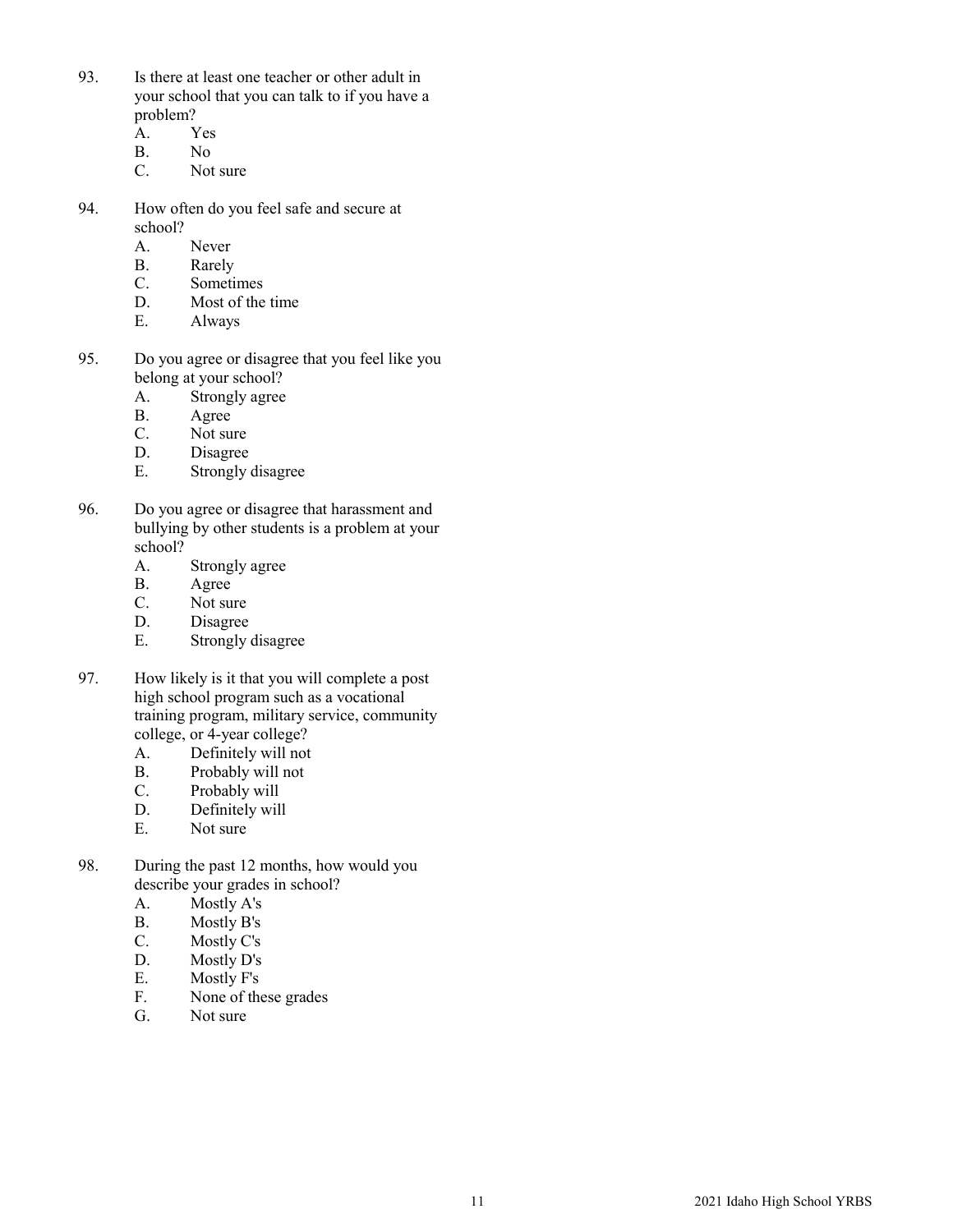93. Is there at least one teacher or other adult in your school that you can talk to if you have a problem?
    - A. Yes
    - B. No
    - C. Not sure

94. How often do you feel safe and secure at school?
    - A. Never
    - B. Rarely
    - C. Sometimes
    - D. Most of the time
    - E. Always

95. Do you agree or disagree that you feel like you belong at your school?
    - A. Strongly agree
    - B. Agree
    - C. Not sure
    - D. Disagree
    - E. Strongly disagree

96. Do you agree or disagree that harassment and bullying by other students is a problem at your school?
    - A. Strongly agree
    - B. Agree
    - C. Not sure
    - D. Disagree
    - E. Strongly disagree

97. How likely is it that you will complete a post high school program such as a vocational training program, military service, community college, or 4-year college?
    - A. Definitely will not
    - B. Probably will not
    - C. Probably will
    - D. Definitely will
    - E. Not sure

98. During the past 12 months, how would you describe your grades in school?
    - A. Mostly A's
    - B. Mostly B's
    - C. Mostly C's
    - D. Mostly D's
    - E. Mostly F's
    - F. None of these grades
    - G. Not sure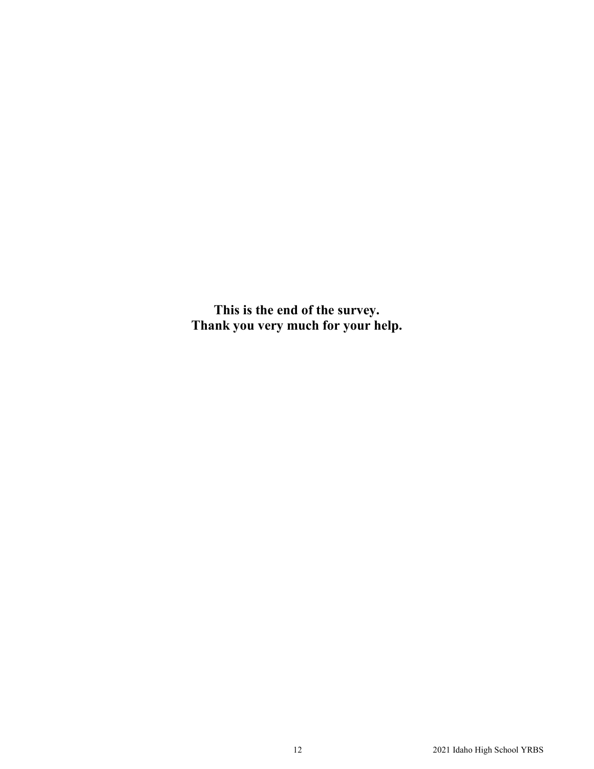**This is the end of the survey.**
**Thank you very much for your help.**